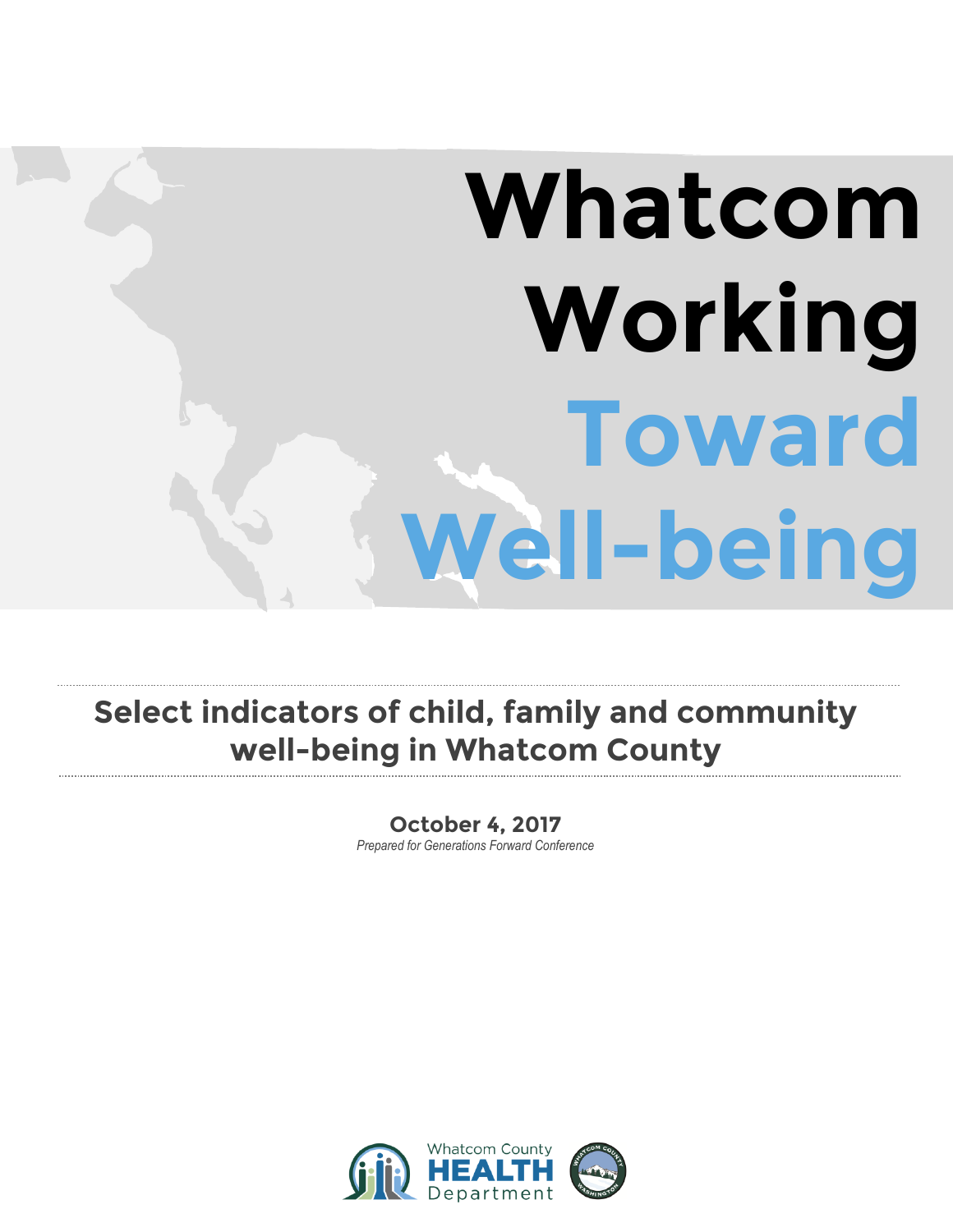# Whatcom Working Toward Well-being

## Select indicators of child, family and community well-being in Whatcom County

**October 4, 2017**

*Prepared for Generations Forward Conference*

Whatcom County HEALTH Department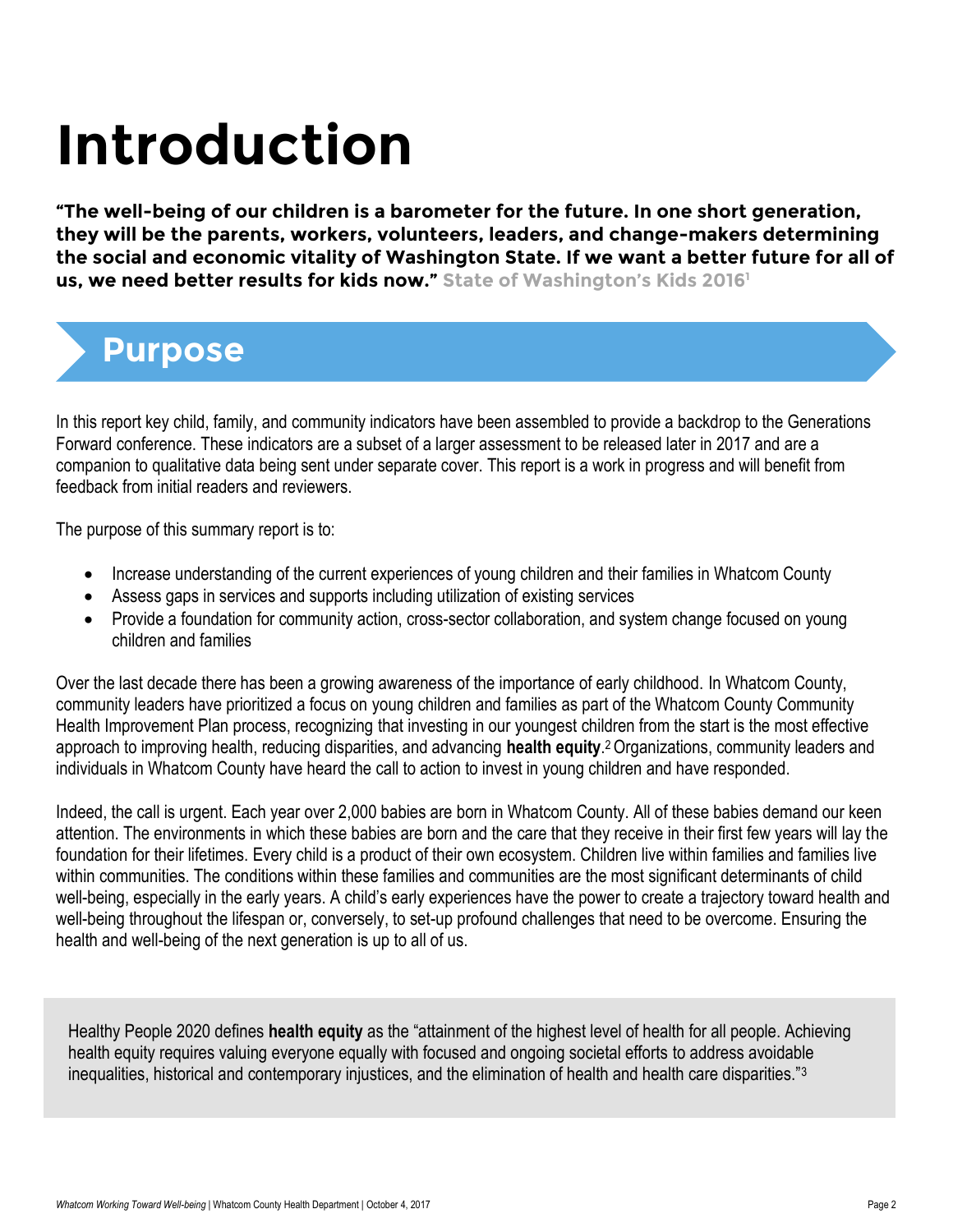# Introduction

**"The well-being of our children is a barometer for the future. In one short generation, they will be the parents, workers, volunteers, leaders, and change-makers determining the social and economic vitality of Washington State. If we want a better future for all of us, we need better results for kids now."** State of Washington's Kids 2016[1]

## Purpose

In this report key child, family, and community indicators have been assembled to provide a backdrop to the Generations Forward conference. These indicators are a subset of a larger assessment to be released later in 2017 and are a companion to qualitative data being sent under separate cover. This report is a work in progress and will benefit from feedback from initial readers and reviewers.

The purpose of this summary report is to:

- Increase understanding of the current experiences of young children and their families in Whatcom County
- Assess gaps in services and supports including utilization of existing services
- Provide a foundation for community action, cross-sector collaboration, and system change focused on young children and families

Over the last decade there has been a growing awareness of the importance of early childhood. In Whatcom County, community leaders have prioritized a focus on young children and families as part of the Whatcom County Community Health Improvement Plan process, recognizing that investing in our youngest children from the start is the most effective approach to improving health, reducing disparities, and advancing **health equity**.[2] Organizations, community leaders and individuals in Whatcom County have heard the call to action to invest in young children and have responded.

Indeed, the call is urgent. Each year over 2,000 babies are born in Whatcom County. All of these babies demand our keen attention. The environments in which these babies are born and the care that they receive in their first few years will lay the foundation for their lifetimes. Every child is a product of their own ecosystem. Children live within families and families live within communities. The conditions within these families and communities are the most significant determinants of child well-being, especially in the early years. A child's early experiences have the power to create a trajectory toward health and well-being throughout the lifespan or, conversely, to set-up profound challenges that need to be overcome. Ensuring the health and well-being of the next generation is up to all of us.

Healthy People 2020 defines **health equity** as the "attainment of the highest level of health for all people. Achieving health equity requires valuing everyone equally with focused and ongoing societal efforts to address avoidable inequalities, historical and contemporary injustices, and the elimination of health and health care disparities."[3]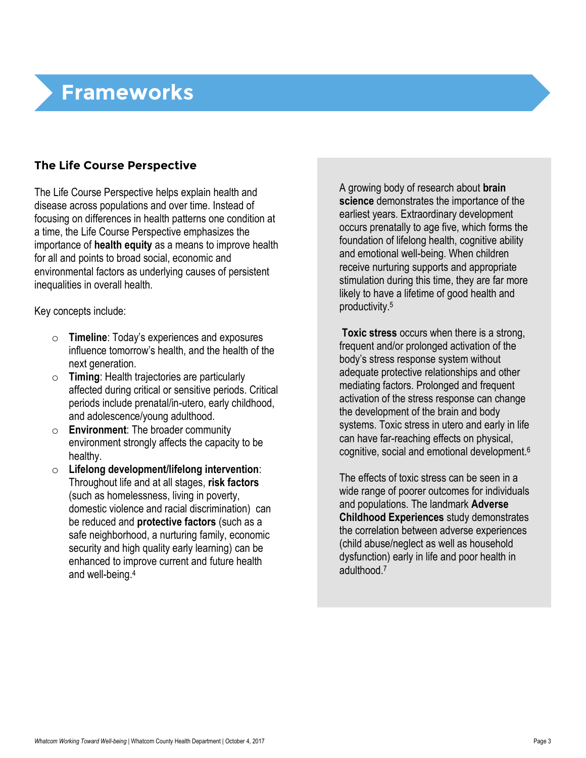# Frameworks

### The Life Course Perspective

The Life Course Perspective helps explain health and disease across populations and over time. Instead of focusing on differences in health patterns one condition at a time, the Life Course Perspective emphasizes the importance of **health equity** as a means to improve health for all and points to broad social, economic and environmental factors as underlying causes of persistent inequalities in overall health.

Key concepts include:

- **Timeline**: Today's experiences and exposures influence tomorrow's health, and the health of the next generation.
- **Timing**: Health trajectories are particularly affected during critical or sensitive periods. Critical periods include prenatal/in-utero, early childhood, and adolescence/young adulthood.
- **Environment**: The broader community environment strongly affects the capacity to be healthy.
- **Lifelong development/lifelong intervention**: Throughout life and at all stages, **risk factors** (such as homelessness, living in poverty, domestic violence and racial discrimination) can be reduced and **protective factors** (such as a safe neighborhood, a nurturing family, economic security and high quality early learning) can be enhanced to improve current and future health and well-being.[4]

A growing body of research about **brain science** demonstrates the importance of the earliest years. Extraordinary development occurs prenatally to age five, which forms the foundation of lifelong health, cognitive ability and emotional well-being. When children receive nurturing supports and appropriate stimulation during this time, they are far more likely to have a lifetime of good health and productivity.[5]

**Toxic stress** occurs when there is a strong, frequent and/or prolonged activation of the body's stress response system without adequate protective relationships and other mediating factors. Prolonged and frequent activation of the stress response can change the development of the brain and body systems. Toxic stress in utero and early in life can have far-reaching effects on physical, cognitive, social and emotional development.[6]

The effects of toxic stress can be seen in a wide range of poorer outcomes for individuals and populations. The landmark **Adverse Childhood Experiences** study demonstrates the correlation between adverse experiences (child abuse/neglect as well as household dysfunction) early in life and poor health in adulthood.[7]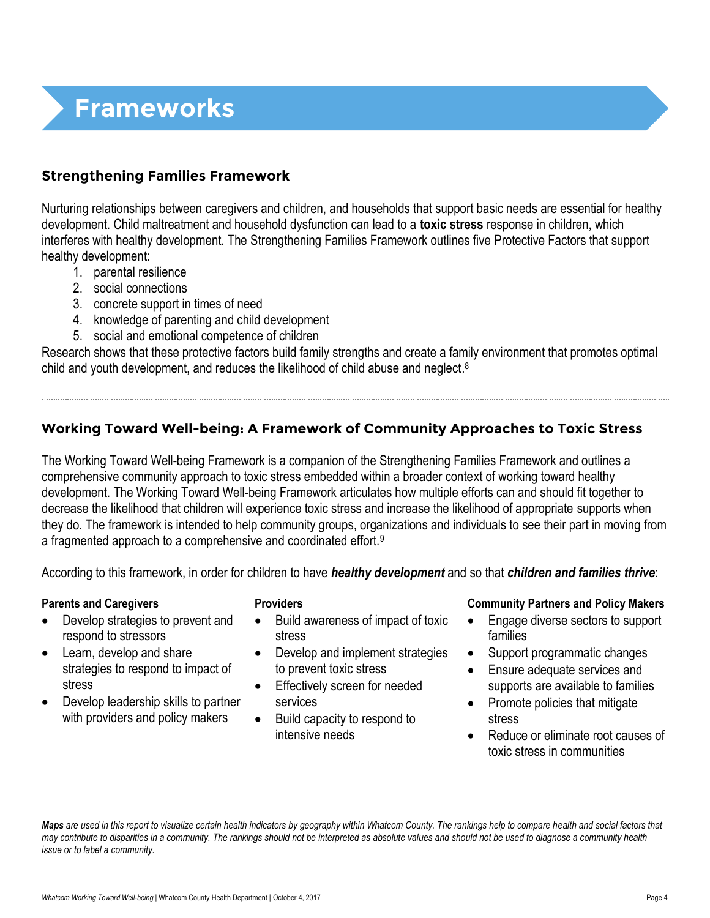# Frameworks

## Strengthening Families Framework

Nurturing relationships between caregivers and children, and households that support basic needs are essential for healthy development. Child maltreatment and household dysfunction can lead to a **toxic stress** response in children, which interferes with healthy development. The Strengthening Families Framework outlines five Protective Factors that support healthy development:

1. parental resilience
2. social connections
3. concrete support in times of need
4. knowledge of parenting and child development
5. social and emotional competence of children

Research shows that these protective factors build family strengths and create a family environment that promotes optimal child and youth development, and reduces the likelihood of child abuse and neglect.[8]

---

## Working Toward Well-being: A Framework of Community Approaches to Toxic Stress

The Working Toward Well-being Framework is a companion of the Strengthening Families Framework and outlines a comprehensive community approach to toxic stress embedded within a broader context of working toward healthy development. The Working Toward Well-being Framework articulates how multiple efforts can and should fit together to decrease the likelihood that children will experience toxic stress and increase the likelihood of appropriate supports when they do. The framework is intended to help community groups, organizations and individuals to see their part in moving from a fragmented approach to a comprehensive and coordinated effort.[9]

According to this framework, in order for children to have ***healthy development*** and so that ***children and families thrive***:

**Parents and Caregivers**

- Develop strategies to prevent and respond to stressors
- Learn, develop and share strategies to respond to impact of stress
- Develop leadership skills to partner with providers and policy makers

**Providers**

- Build awareness of impact of toxic stress
- Develop and implement strategies to prevent toxic stress
- Effectively screen for needed services
- Build capacity to respond to intensive needs

**Community Partners and Policy Makers**

- Engage diverse sectors to support families
- Support programmatic changes
- Ensure adequate services and supports are available to families
- Promote policies that mitigate stress
- Reduce or eliminate root causes of toxic stress in communities

***Maps*** *are used in this report to visualize certain health indicators by geography within Whatcom County. The rankings help to compare health and social factors that may contribute to disparities in a community. The rankings should not be interpreted as absolute values and should not be used to diagnose a community health issue or to label a community.*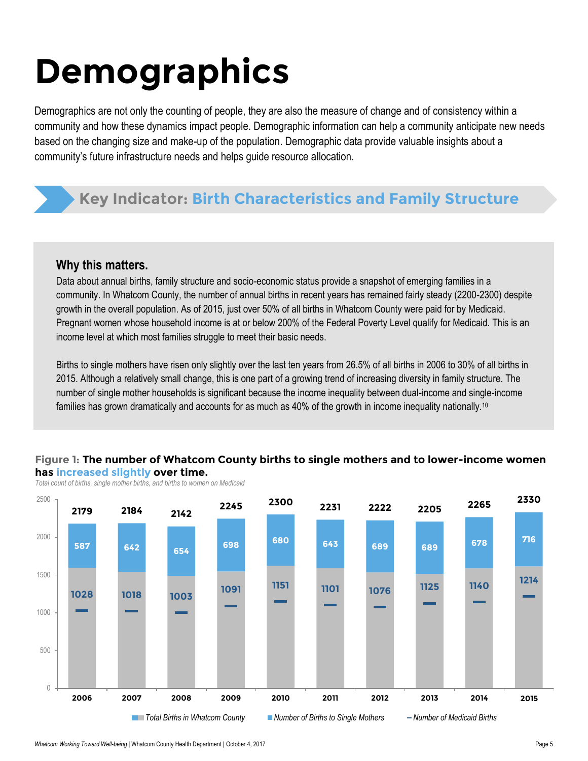# Demographics

Demographics are not only the counting of people, they are also the measure of change and of consistency within a community and how these dynamics impact people. Demographic information can help a community anticipate new needs based on the changing size and make-up of the population. Demographic data provide valuable insights about a community's future infrastructure needs and helps guide resource allocation.

## Key Indicator: Birth Characteristics and Family Structure

### Why this matters.

Data about annual births, family structure and socio-economic status provide a snapshot of emerging families in a community. In Whatcom County, the number of annual births in recent years has remained fairly steady (2200-2300) despite growth in the overall population. As of 2015, just over 50% of all births in Whatcom County were paid for by Medicaid. Pregnant women whose household income is at or below 200% of the Federal Poverty Level qualify for Medicaid. This is an income level at which most families struggle to meet their basic needs.

Births to single mothers have risen only slightly over the last ten years from 26.5% of all births in 2006 to 30% of all births in 2015. Although a relatively small change, this is one part of a growing trend of increasing diversity in family structure. The number of single mother households is significant because the income inequality between dual-income and single-income families has grown dramatically and accounts for as much as 40% of the growth in income inequality nationally.[10]

**Figure 1: The number of Whatcom County births to single mothers and to lower-income women has increased slightly over time.**

*Total count of births, single mother births, and births to women on Medicaid*

| Year | Total Births in Whatcom County | Number of Births to Single Mothers | Number of Medicaid Births |
|---|---|---|---|
| 2006 | 2179 | 587 | 1028 |
| 2007 | 2184 | 642 | 1018 |
| 2008 | 2142 | 654 | 1003 |
| 2009 | 2245 | 698 | 1091 |
| 2010 | 2300 | 680 | 1151 |
| 2011 | 2231 | 643 | 1101 |
| 2012 | 2222 | 689 | 1076 |
| 2013 | 2205 | 689 | 1125 |
| 2014 | 2265 | 678 | 1140 |
| 2015 | 2330 | 716 | 1214 |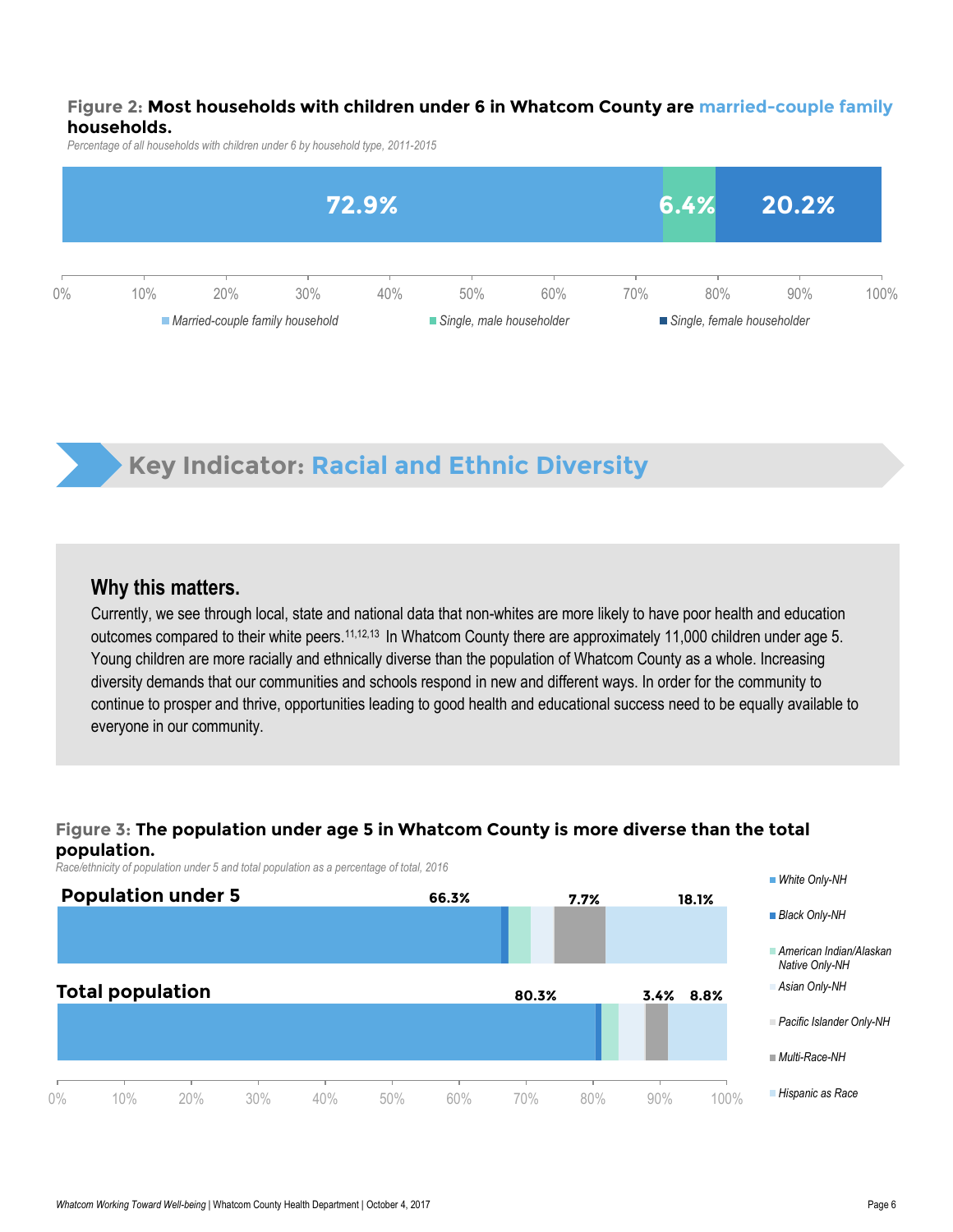**Figure 2: Most households with children under 6 in Whatcom County are married-couple family households.**

*Percentage of all households with children under 6 by household type, 2011-2015*

| Household type | Percentage |
|---|---|
| Married-couple family household | 72.9% |
| Single, male householder | 6.4% |
| Single, female householder | 20.2% |

## Key Indicator: Racial and Ethnic Diversity

### Why this matters.

Currently, we see through local, state and national data that non-whites are more likely to have poor health and education outcomes compared to their white peers.[11,12,13] In Whatcom County there are approximately 11,000 children under age 5. Young children are more racially and ethnically diverse than the population of Whatcom County as a whole. Increasing diversity demands that our communities and schools respond in new and different ways. In order for the community to continue to prosper and thrive, opportunities leading to good health and educational success need to be equally available to everyone in our community.

**Figure 3: The population under age 5 in Whatcom County is more diverse than the total population.**

*Race/ethnicity of population under 5 and total population as a percentage of total, 2016*

| | White Only-NH | Multi-Race-NH | Hispanic as Race |
|---|---|---|---|
| Population under 5 | 66.3% | 7.7% | 18.1% |
| Total population | 80.3% | 3.4% | 8.8% |

Legend: White Only-NH; Black Only-NH; American Indian/Alaskan Native Only-NH; Asian Only-NH; Pacific Islander Only-NH; Multi-Race-NH; Hispanic as Race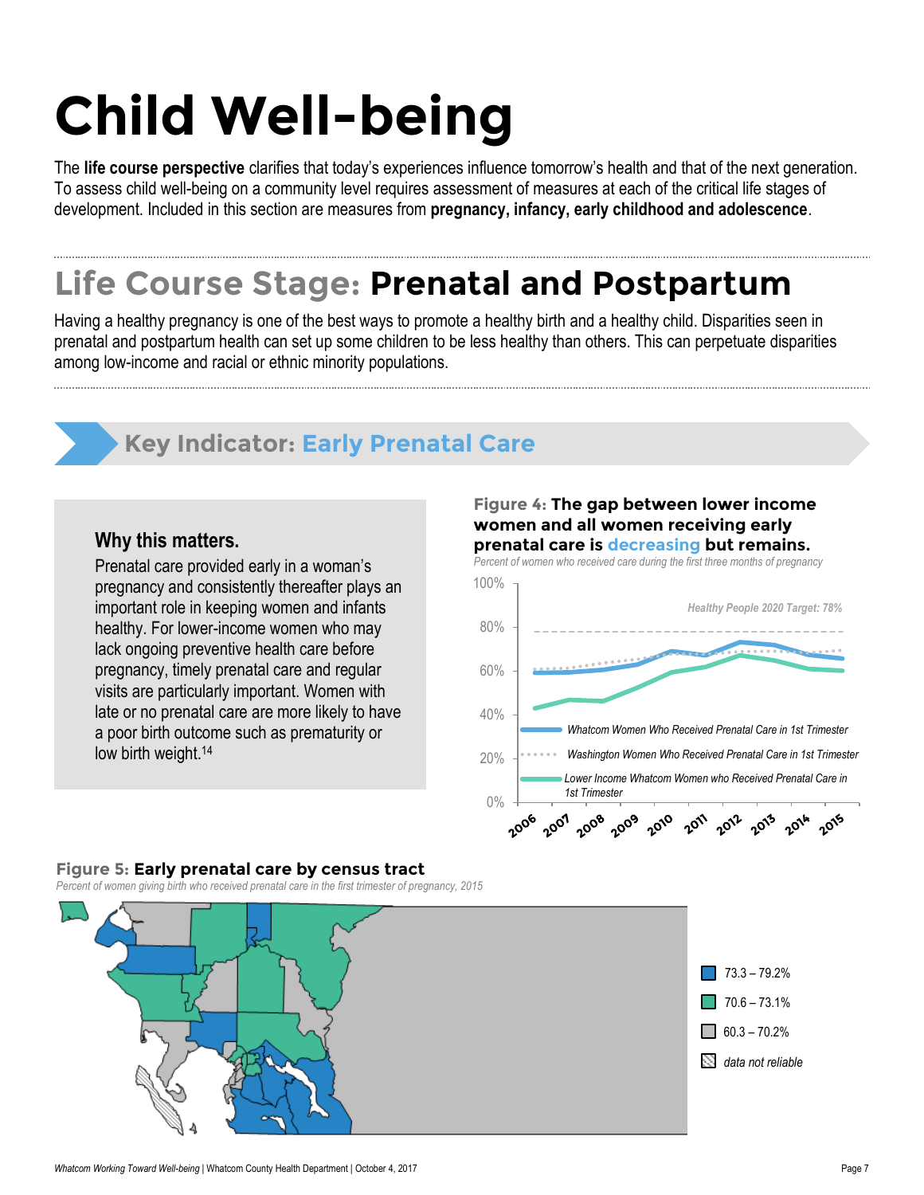# Child Well-being

The **life course perspective** clarifies that today's experiences influence tomorrow's health and that of the next generation. To assess child well-being on a community level requires assessment of measures at each of the critical life stages of development. Included in this section are measures from **pregnancy, infancy, early childhood and adolescence**.

## Life Course Stage: Prenatal and Postpartum

Having a healthy pregnancy is one of the best ways to promote a healthy birth and a healthy child. Disparities seen in prenatal and postpartum health can set up some children to be less healthy than others. This can perpetuate disparities among low-income and racial or ethnic minority populations.

### Key Indicator: Early Prenatal Care

#### Why this matters.

Prenatal care provided early in a woman's pregnancy and consistently thereafter plays an important role in keeping women and infants healthy. For lower-income women who may lack ongoing preventive health care before pregnancy, timely prenatal care and regular visits are particularly important. Women with late or no prenatal care are more likely to have a poor birth outcome such as prematurity or low birth weight.[14]

**Figure 4: The gap between lower income women and all women receiving early prenatal care is decreasing but remains.**

*Percent of women who received care during the first three months of pregnancy*

*Healthy People 2020 Target: 78%*

- Whatcom Women Who Received Prenatal Care in 1st Trimester
- Washington Women Who Received Prenatal Care in 1st Trimester
- Lower Income Whatcom Women who Received Prenatal Care in 1st Trimester

**Figure 5: Early prenatal care by census tract**

*Percent of women giving birth who received prenatal care in the first trimester of pregnancy, 2015*

- 73.3 – 79.2%
- 70.6 – 73.1%
- 60.3 – 70.2%
- data not reliable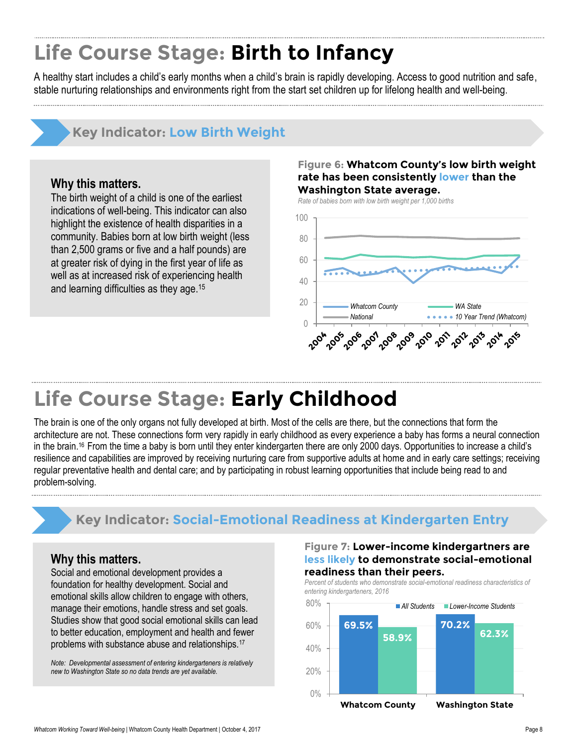# Life Course Stage: Birth to Infancy

A healthy start includes a child's early months when a child's brain is rapidly developing. Access to good nutrition and safe, stable nurturing relationships and environments right from the start set children up for lifelong health and well-being.

## Key Indicator: Low Birth Weight

### Why this matters.

The birth weight of a child is one of the earliest indications of well-being. This indicator can also highlight the existence of health disparities in a community. Babies born at low birth weight (less than 2,500 grams or five and a half pounds) are at greater risk of dying in the first year of life as well as at increased risk of experiencing health and learning difficulties as they age.[15]

**Figure 6: Whatcom County's low birth weight rate has been consistently lower than the Washington State average.**

*Rate of babies born with low birth weight per 1,000 births*

# Life Course Stage: Early Childhood

The brain is one of the only organs not fully developed at birth. Most of the cells are there, but the connections that form the architecture are not. These connections form very rapidly in early childhood as every experience a baby has forms a neural connection in the brain.[16] From the time a baby is born until they enter kindergarten there are only 2000 days. Opportunities to increase a child's resilience and capabilities are improved by receiving nurturing care from supportive adults at home and in early care settings; receiving regular preventative health and dental care; and by participating in robust learning opportunities that include being read to and problem-solving.

## Key Indicator: Social-Emotional Readiness at Kindergarten Entry

### Why this matters.

Social and emotional development provides a foundation for healthy development. Social and emotional skills allow children to engage with others, manage their emotions, handle stress and set goals. Studies show that good social emotional skills can lead to better education, employment and health and fewer problems with substance abuse and relationships.[17]

*Note: Developmental assessment of entering kindergarteners is relatively new to Washington State so no data trends are yet available.*

**Figure 7: Lower-income kindergartners are less likely to demonstrate social-emotional readiness than their peers.**

*Percent of students who demonstrate social-emotional readiness characteristics of entering kindergarteners, 2016*

| | All Students | Lower-Income Students |
|---|---|---|
| Whatcom County | 69.5% | 58.9% |
| Washington State | 70.2% | 62.3% |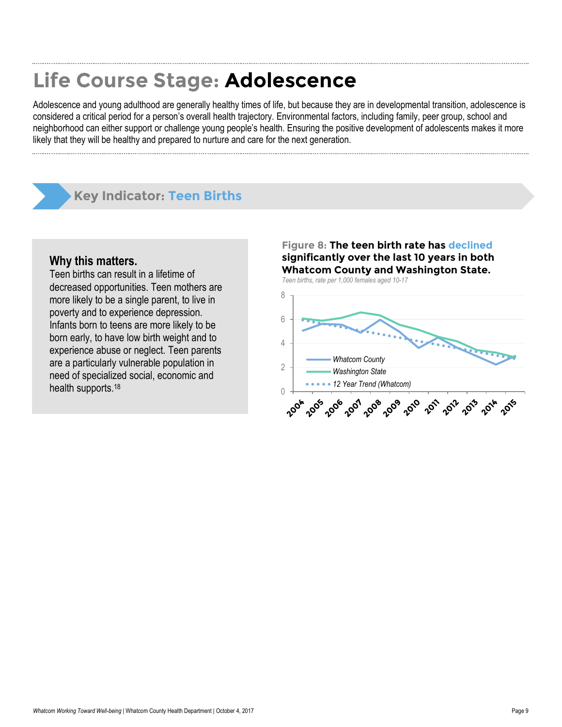# Life Course Stage: **Adolescence**

Adolescence and young adulthood are generally healthy times of life, but because they are in developmental transition, adolescence is considered a critical period for a person's overall health trajectory. Environmental factors, including family, peer group, school and neighborhood can either support or challenge young people's health. Ensuring the positive development of adolescents makes it more likely that they will be healthy and prepared to nurture and care for the next generation.

## Key Indicator: Teen Births

### Why this matters.

Teen births can result in a lifetime of decreased opportunities. Teen mothers are more likely to be a single parent, to live in poverty and to experience depression. Infants born to teens are more likely to be born early, to have low birth weight and to experience abuse or neglect. Teen parents are a particularly vulnerable population in need of specialized social, economic and health supports.[18]

**Figure 8: The teen birth rate has declined significantly over the last 10 years in both Whatcom County and Washington State.**

*Teen births, rate per 1,000 females aged 10-17*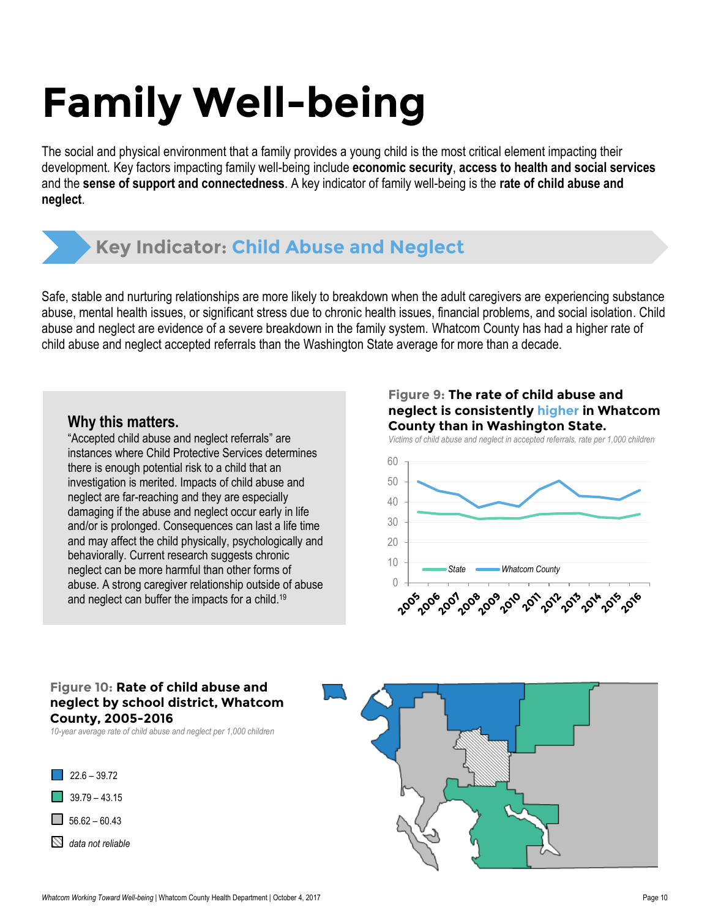# Family Well-being

The social and physical environment that a family provides a young child is the most critical element impacting their development. Key factors impacting family well-being include **economic security**, **access to health and social services** and the **sense of support and connectedness**. A key indicator of family well-being is the **rate of child abuse and neglect**.

## Key Indicator: Child Abuse and Neglect

Safe, stable and nurturing relationships are more likely to breakdown when the adult caregivers are experiencing substance abuse, mental health issues, or significant stress due to chronic health issues, financial problems, and social isolation. Child abuse and neglect are evidence of a severe breakdown in the family system. Whatcom County has had a higher rate of child abuse and neglect accepted referrals than the Washington State average for more than a decade.

### Why this matters.

"Accepted child abuse and neglect referrals" are instances where Child Protective Services determines there is enough potential risk to a child that an investigation is merited. Impacts of child abuse and neglect are far-reaching and they are especially damaging if the abuse and neglect occur early in life and/or is prolonged. Consequences can last a life time and may affect the child physically, psychologically and behaviorally. Current research suggests chronic neglect can be more harmful than other forms of abuse. A strong caregiver relationship outside of abuse and neglect can buffer the impacts for a child.[19]

**Figure 9: The rate of child abuse and neglect is consistently higher in Whatcom County than in Washington State.**

*Victims of child abuse and neglect in accepted referrals, rate per 1,000 children*

**Figure 10: Rate of child abuse and neglect by school district, Whatcom County, 2005-2016**

*10-year average rate of child abuse and neglect per 1,000 children*

- 22.6 – 39.72
- 39.79 – 43.15
- 56.62 – 60.43
- *data not reliable*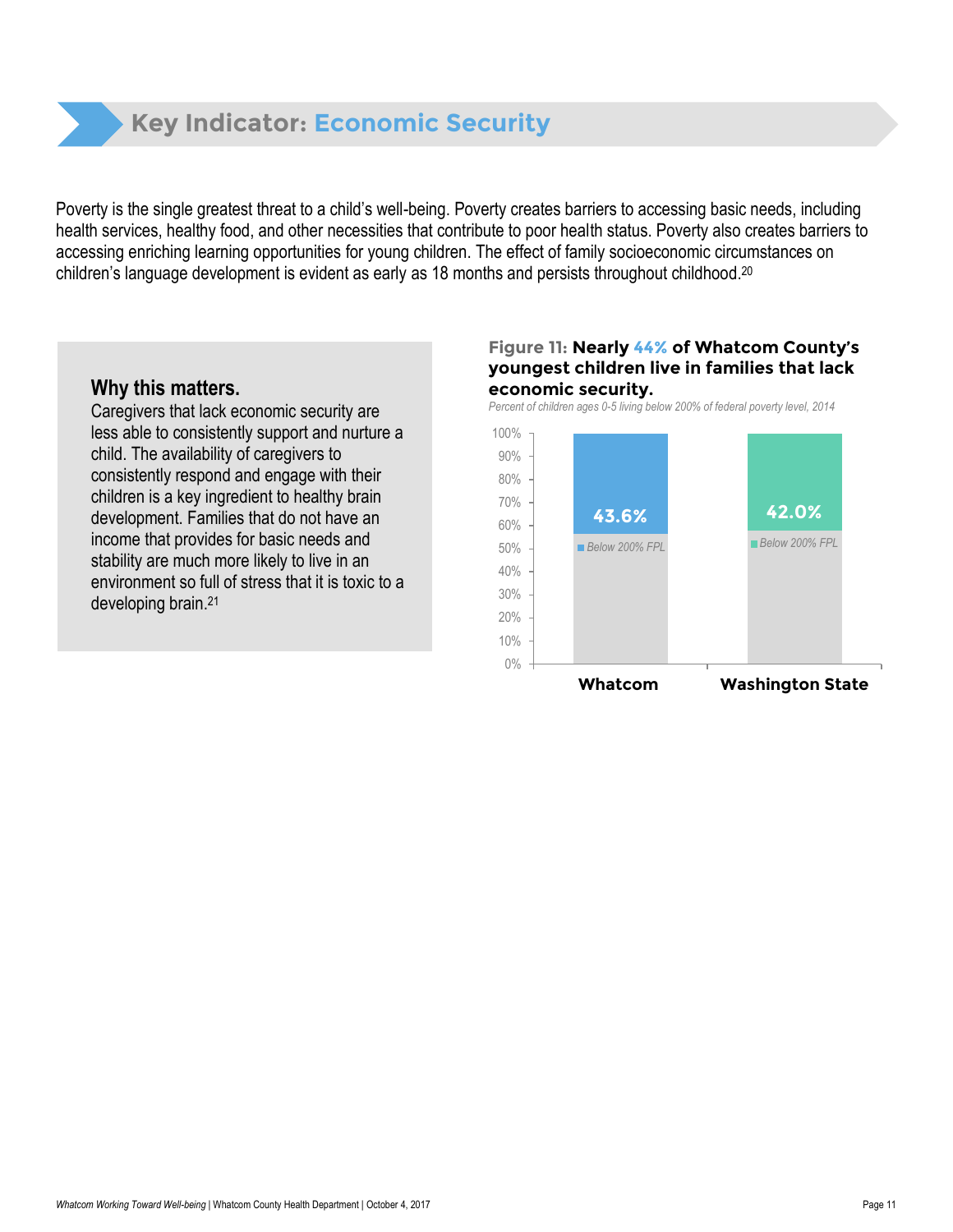# Key Indicator: Economic Security

Poverty is the single greatest threat to a child's well-being. Poverty creates barriers to accessing basic needs, including health services, healthy food, and other necessities that contribute to poor health status. Poverty also creates barriers to accessing enriching learning opportunities for young children. The effect of family socioeconomic circumstances on children's language development is evident as early as 18 months and persists throughout childhood.[20]

## Why this matters.

Caregivers that lack economic security are less able to consistently support and nurture a child. The availability of caregivers to consistently respond and engage with their children is a key ingredient to healthy brain development. Families that do not have an income that provides for basic needs and stability are much more likely to live in an environment so full of stress that it is toxic to a developing brain.[21]

**Figure 11: Nearly 44% of Whatcom County's youngest children live in families that lack economic security.**

*Percent of children ages 0-5 living below 200% of federal poverty level, 2014*

| | Whatcom | Washington State |
| --- | --- | --- |
| Below 200% FPL | 43.6% | 42.0% |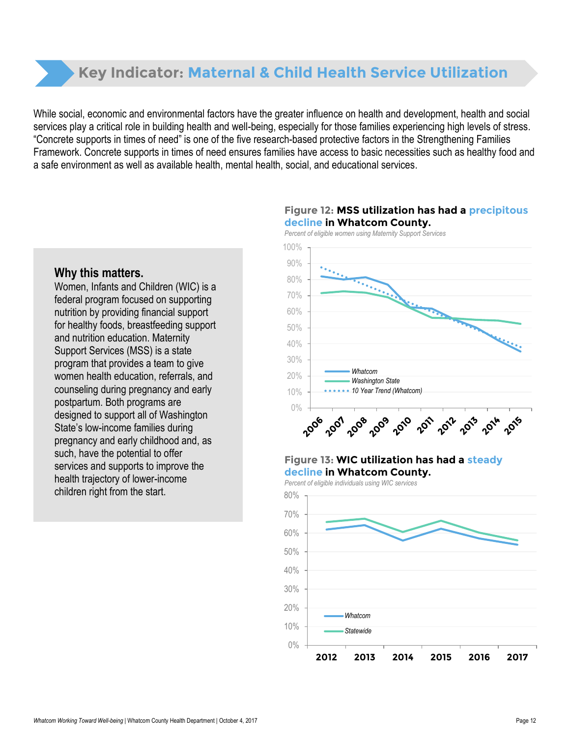# Key Indicator: Maternal & Child Health Service Utilization

While social, economic and environmental factors have the greater influence on health and development, health and social services play a critical role in building health and well-being, especially for those families experiencing high levels of stress. "Concrete supports in times of need" is one of the five research-based protective factors in the Strengthening Families Framework. Concrete supports in times of need ensures families have access to basic necessities such as healthy food and a safe environment as well as available health, mental health, social, and educational services.

## Why this matters.

Women, Infants and Children (WIC) is a federal program focused on supporting nutrition by providing financial support for healthy foods, breastfeeding support and nutrition education. Maternity Support Services (MSS) is a state program that provides a team to give women health education, referrals, and counseling during pregnancy and early postpartum. Both programs are designed to support all of Washington State's low-income families during pregnancy and early childhood and, as such, have the potential to offer services and supports to improve the health trajectory of lower-income children right from the start.

**Figure 12: MSS utilization has had a precipitous decline in Whatcom County.**

*Percent of eligible women using Maternity Support Services*

Legend: Whatcom; Washington State; 10 Year Trend (Whatcom)

Years: 2006, 2007, 2008, 2009, 2010, 2011, 2012, 2013, 2014, 2015

**Figure 13: WIC utilization has had a steady decline in Whatcom County.**

*Percent of eligible individuals using WIC services*

Legend: Whatcom; Statewide

Years: 2012, 2013, 2014, 2015, 2016, 2017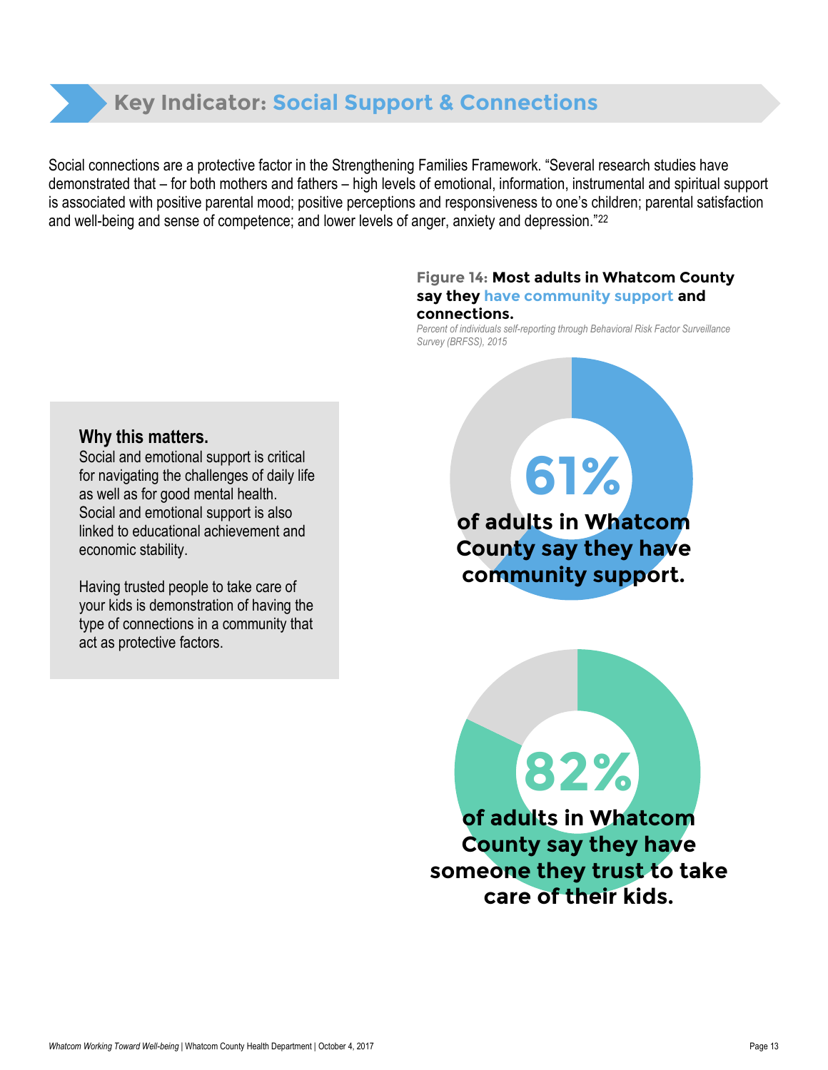## Key Indicator: Social Support & Connections

Social connections are a protective factor in the Strengthening Families Framework. "Several research studies have demonstrated that – for both mothers and fathers – high levels of emotional, information, instrumental and spiritual support is associated with positive parental mood; positive perceptions and responsiveness to one's children; parental satisfaction and well-being and sense of competence; and lower levels of anger, anxiety and depression."[22]

**Why this matters.**
Social and emotional support is critical for navigating the challenges of daily life as well as for good mental health. Social and emotional support is also linked to educational achievement and economic stability.

Having trusted people to take care of your kids is demonstration of having the type of connections in a community that act as protective factors.

**Figure 14: Most adults in Whatcom County say they have community support and connections.**

*Percent of individuals self-reporting through Behavioral Risk Factor Surveillance Survey (BRFSS), 2015*

**61%**

**of adults in Whatcom County say they have community support.**

**82%**

**of adults in Whatcom County say they have someone they trust to take care of their kids.**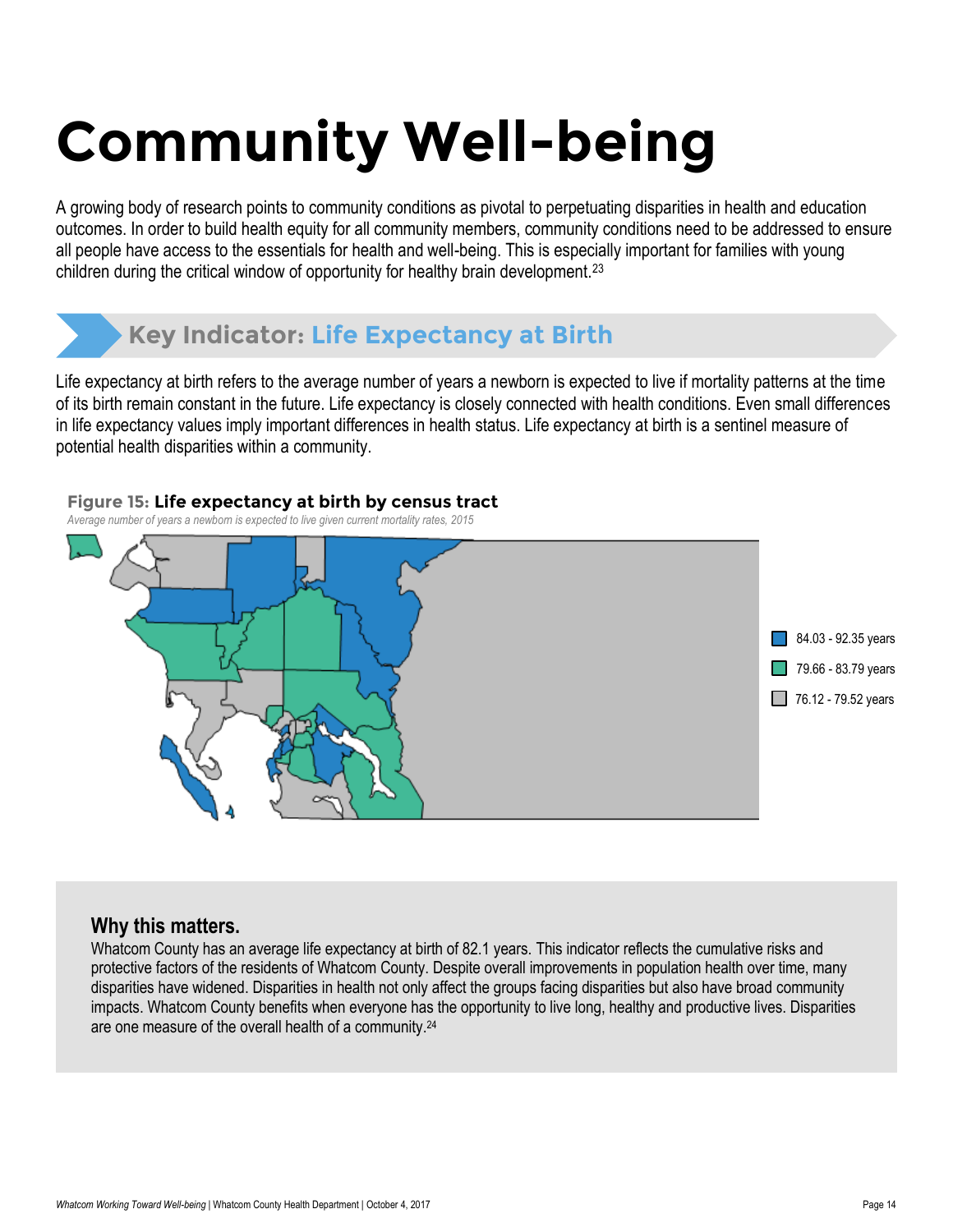# Community Well-being

A growing body of research points to community conditions as pivotal to perpetuating disparities in health and education outcomes. In order to build health equity for all community members, community conditions need to be addressed to ensure all people have access to the essentials for health and well-being. This is especially important for families with young children during the critical window of opportunity for healthy brain development.[23]

## Key Indicator: Life Expectancy at Birth

Life expectancy at birth refers to the average number of years a newborn is expected to live if mortality patterns at the time of its birth remain constant in the future. Life expectancy is closely connected with health conditions. Even small differences in life expectancy values imply important differences in health status. Life expectancy at birth is a sentinel measure of potential health disparities within a community.

**Figure 15: Life expectancy at birth by census tract**

*Average number of years a newborn is expected to live given current mortality rates, 2015*

- 84.03 - 92.35 years
- 79.66 - 83.79 years
- 76.12 - 79.52 years

### Why this matters.

Whatcom County has an average life expectancy at birth of 82.1 years. This indicator reflects the cumulative risks and protective factors of the residents of Whatcom County. Despite overall improvements in population health over time, many disparities have widened. Disparities in health not only affect the groups facing disparities but also have broad community impacts. Whatcom County benefits when everyone has the opportunity to live long, healthy and productive lives. Disparities are one measure of the overall health of a community.[24]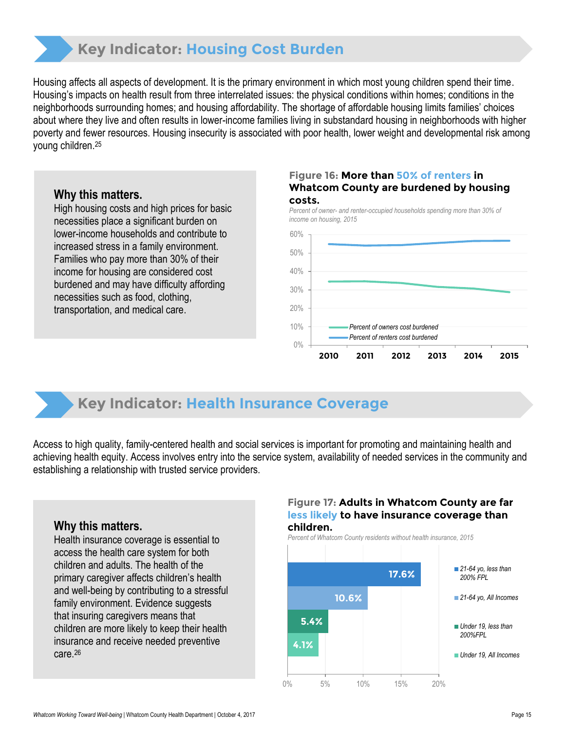## Key Indicator: Housing Cost Burden

Housing affects all aspects of development. It is the primary environment in which most young children spend their time. Housing's impacts on health result from three interrelated issues: the physical conditions within homes; conditions in the neighborhoods surrounding homes; and housing affordability. The shortage of affordable housing limits families' choices about where they live and often results in lower-income families living in substandard housing in neighborhoods with higher poverty and fewer resources. Housing insecurity is associated with poor health, lower weight and developmental risk among young children.[25]

### Why this matters.

High housing costs and high prices for basic necessities place a significant burden on lower-income households and contribute to increased stress in a family environment. Families who pay more than 30% of their income for housing are considered cost burdened and may have difficulty affording necessities such as food, clothing, transportation, and medical care.

**Figure 16: More than 50% of renters in Whatcom County are burdened by housing costs.**

*Percent of owner- and renter-occupied households spending more than 30% of income on housing, 2015*

## Key Indicator: Health Insurance Coverage

Access to high quality, family-centered health and social services is important for promoting and maintaining health and achieving health equity. Access involves entry into the service system, availability of needed services in the community and establishing a relationship with trusted service providers.

### Why this matters.

Health insurance coverage is essential to access the health care system for both children and adults. The health of the primary caregiver affects children's health and well-being by contributing to a stressful family environment. Evidence suggests that insuring caregivers means that children are more likely to keep their health insurance and receive needed preventive care.[26]

**Figure 17: Adults in Whatcom County are far less likely to have insurance coverage than children.**

*Percent of Whatcom County residents without health insurance, 2015*

| Group | Percent without health insurance |
|---|---|
| 21-64 yo, less than 200% FPL | 17.6% |
| 21-64 yo, All Incomes | 10.6% |
| Under 19, less than 200%FPL | 5.4% |
| Under 19, All Incomes | 4.1% |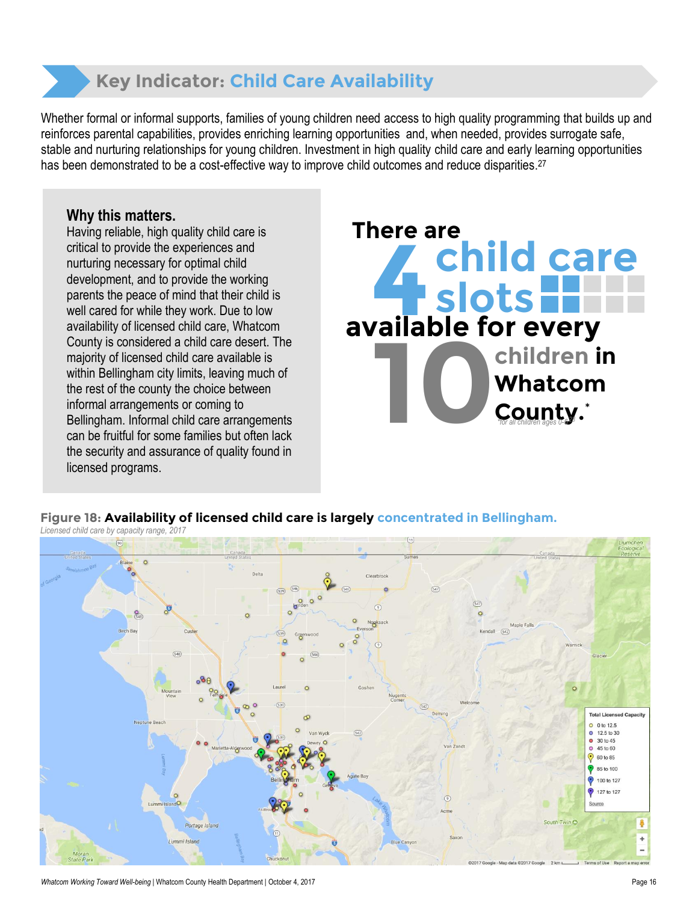## Key Indicator: Child Care Availability

Whether formal or informal supports, families of young children need access to high quality programming that builds up and reinforces parental capabilities, provides enriching learning opportunities and, when needed, provides surrogate safe, stable and nurturing relationships for young children. Investment in high quality child care and early learning opportunities has been demonstrated to be a cost-effective way to improve child outcomes and reduce disparities.[27]

### Why this matters.

Having reliable, high quality child care is critical to provide the experiences and nurturing necessary for optimal child development, and to provide the working parents the peace of mind that their child is well cared for while they work. Due to low availability of licensed child care, Whatcom County is considered a child care desert. The majority of licensed child care available is within Bellingham city limits, leaving much of the rest of the county the choice between informal arrangements or coming to Bellingham. Informal child care arrangements can be fruitful for some families but often lack the security and assurance of quality found in licensed programs.

**There are 4 child care slots available for every 10 children in Whatcom County.***

*for all children ages 0-5[28]

**Figure 18: Availability of licensed child care is largely concentrated in Bellingham.**

*Licensed child care by capacity range, 2017*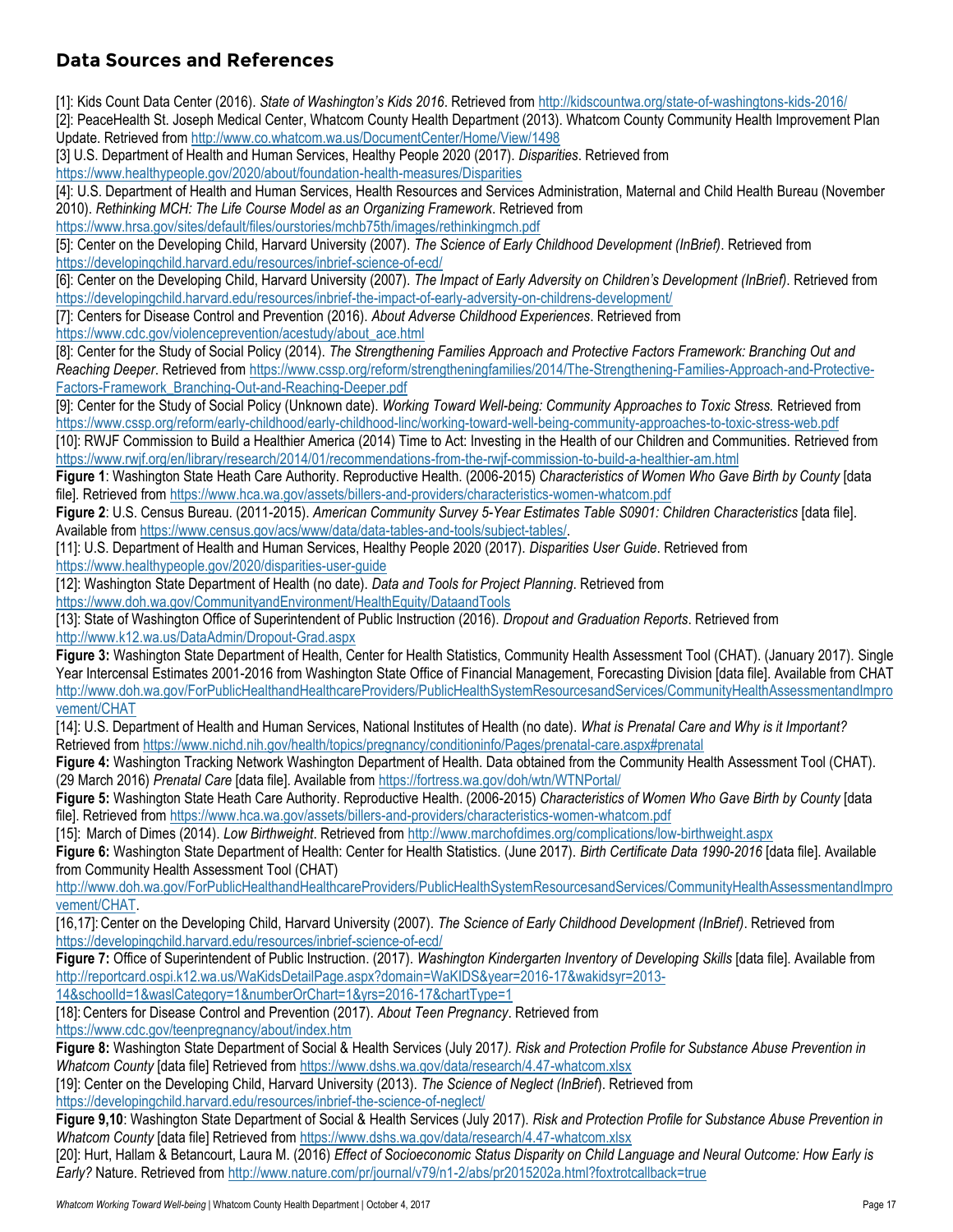## Data Sources and References

[1]: Kids Count Data Center (2016). *State of Washington's Kids 2016*. Retrieved from http://kidscountwa.org/state-of-washingtons-kids-2016/

[2]: PeaceHealth St. Joseph Medical Center, Whatcom County Health Department (2013). Whatcom County Community Health Improvement Plan Update. Retrieved from http://www.co.whatcom.wa.us/DocumentCenter/Home/View/1498

[3] U.S. Department of Health and Human Services, Healthy People 2020 (2017). *Disparities*. Retrieved from https://www.healthypeople.gov/2020/about/foundation-health-measures/Disparities

[4]: U.S. Department of Health and Human Services, Health Resources and Services Administration, Maternal and Child Health Bureau (November 2010). *Rethinking MCH: The Life Course Model as an Organizing Framework*. Retrieved from https://www.hrsa.gov/sites/default/files/ourstories/mchb75th/images/rethinkingmch.pdf

[5]: Center on the Developing Child, Harvard University (2007). *The Science of Early Childhood Development (InBrief)*. Retrieved from https://developingchild.harvard.edu/resources/inbrief-science-of-ecd/

[6]: Center on the Developing Child, Harvard University (2007). *The Impact of Early Adversity on Children's Development (InBrief)*. Retrieved from https://developingchild.harvard.edu/resources/inbrief-the-impact-of-early-adversity-on-childrens-development/

[7]: Centers for Disease Control and Prevention (2016). *About Adverse Childhood Experiences*. Retrieved from https://www.cdc.gov/violenceprevention/acestudy/about_ace.html

[8]: Center for the Study of Social Policy (2014). *The Strengthening Families Approach and Protective Factors Framework: Branching Out and Reaching Deeper*. Retrieved from https://www.cssp.org/reform/strengtheningfamilies/2014/The-Strengthening-Families-Approach-and-Protective-Factors-Framework_Branching-Out-and-Reaching-Deeper.pdf

[9]: Center for the Study of Social Policy (Unknown date). *Working Toward Well-being: Community Approaches to Toxic Stress.* Retrieved from https://www.cssp.org/reform/early-childhood/early-childhood-linc/working-toward-well-being-community-approaches-to-toxic-stress-web.pdf

[10]: RWJF Commission to Build a Healthier America (2014) Time to Act: Investing in the Health of our Children and Communities. Retrieved from https://www.rwjf.org/en/library/research/2014/01/recommendations-from-the-rwjf-commission-to-build-a-healthier-am.html

**Figure 1**: Washington State Heath Care Authority. Reproductive Health. (2006-2015) *Characteristics of Women Who Gave Birth by County* [data file]. Retrieved from https://www.hca.wa.gov/assets/billers-and-providers/characteristics-women-whatcom.pdf

**Figure 2**: U.S. Census Bureau. (2011-2015). *American Community Survey 5-Year Estimates Table S0901: Children Characteristics* [data file]. Available from https://www.census.gov/acs/www/data/data-tables-and-tools/subject-tables/.

[11]: U.S. Department of Health and Human Services, Healthy People 2020 (2017). *Disparities User Guide*. Retrieved from https://www.healthypeople.gov/2020/disparities-user-guide

[12]: Washington State Department of Health (no date). *Data and Tools for Project Planning*. Retrieved from https://www.doh.wa.gov/CommunityandEnvironment/HealthEquity/DataandTools

[13]: State of Washington Office of Superintendent of Public Instruction (2016). *Dropout and Graduation Reports*. Retrieved from http://www.k12.wa.us/DataAdmin/Dropout-Grad.aspx

**Figure 3:** Washington State Department of Health, Center for Health Statistics, Community Health Assessment Tool (CHAT). (January 2017). Single Year Intercensal Estimates 2001-2016 from Washington State Office of Financial Management, Forecasting Division [data file]. Available from CHAT http://www.doh.wa.gov/ForPublicHealthandHealthcareProviders/PublicHealthSystemResourcesandServices/CommunityHealthAssessmentandImprovement/CHAT

[14]: U.S. Department of Health and Human Services, National Institutes of Health (no date). *What is Prenatal Care and Why is it Important?* Retrieved from https://www.nichd.nih.gov/health/topics/pregnancy/conditioninfo/Pages/prenatal-care.aspx#prenatal

**Figure 4:** Washington Tracking Network Washington Department of Health. Data obtained from the Community Health Assessment Tool (CHAT). (29 March 2016) *Prenatal Care* [data file]. Available from https://fortress.wa.gov/doh/wtn/WTNPortal/

**Figure 5:** Washington State Heath Care Authority. Reproductive Health. (2006-2015) *Characteristics of Women Who Gave Birth by County* [data file]. Retrieved from https://www.hca.wa.gov/assets/billers-and-providers/characteristics-women-whatcom.pdf

[15]: March of Dimes (2014). *Low Birthweight*. Retrieved from http://www.marchofdimes.org/complications/low-birthweight.aspx

**Figure 6:** Washington State Department of Health: Center for Health Statistics. (June 2017). *Birth Certificate Data 1990-2016* [data file]. Available from Community Health Assessment Tool (CHAT) http://www.doh.wa.gov/ForPublicHealthandHealthcareProviders/PublicHealthSystemResourcesandServices/CommunityHealthAssessmentandImprovement/CHAT.

[16,17]: Center on the Developing Child, Harvard University (2007). *The Science of Early Childhood Development (InBrief)*. Retrieved from https://developingchild.harvard.edu/resources/inbrief-science-of-ecd/

**Figure 7:** Office of Superintendent of Public Instruction. (2017). *Washington Kindergarten Inventory of Developing Skills* [data file]. Available from http://reportcard.ospi.k12.wa.us/WaKidsDetailPage.aspx?domain=WaKIDS&year=2016-17&wakidsyr=2013-14&schoolId=1&waslCategory=1&numberOrChart=1&yrs=2016-17&chartType=1

[18]: Centers for Disease Control and Prevention (2017). *About Teen Pregnancy*. Retrieved from https://www.cdc.gov/teenpregnancy/about/index.htm

**Figure 8:** Washington State Department of Social & Health Services (July 2017*). Risk and Protection Profile for Substance Abuse Prevention in Whatcom County* [data file] Retrieved from https://www.dshs.wa.gov/data/research/4.47-whatcom.xlsx

[19]: Center on the Developing Child, Harvard University (2013). *The Science of Neglect (InBrief*). Retrieved from https://developingchild.harvard.edu/resources/inbrief-the-science-of-neglect/

**Figure 9,10**: Washington State Department of Social & Health Services (July 2017). *Risk and Protection Profile for Substance Abuse Prevention in Whatcom County* [data file] Retrieved from https://www.dshs.wa.gov/data/research/4.47-whatcom.xlsx

[20]: Hurt, Hallam & Betancourt, Laura M. (2016) *Effect of Socioeconomic Status Disparity on Child Language and Neural Outcome: How Early is Early?* Nature. Retrieved from http://www.nature.com/pr/journal/v79/n1-2/abs/pr2015202a.html?foxtrotcallback=true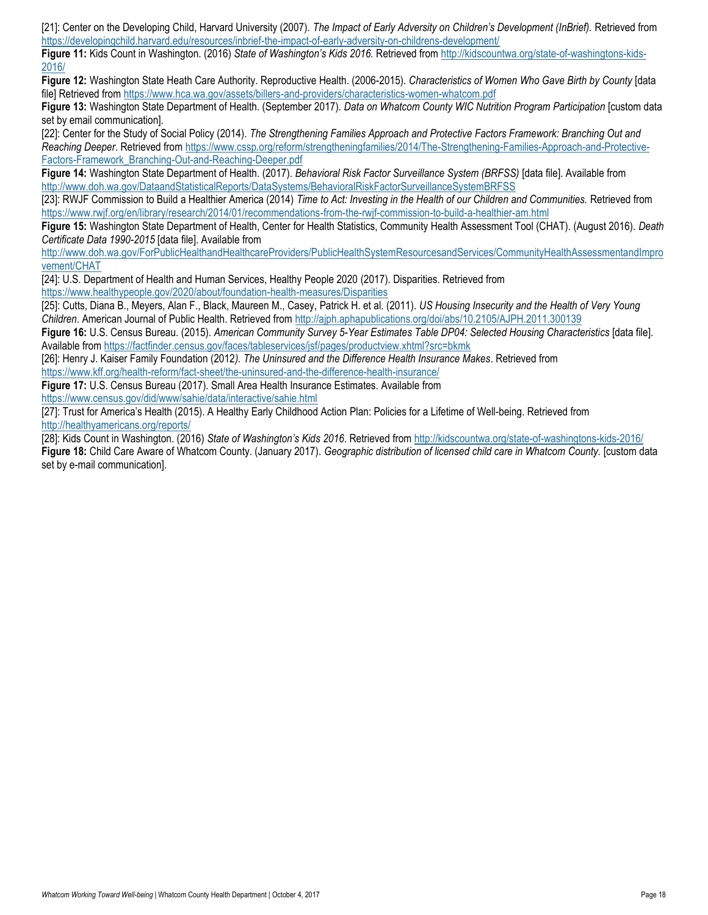[21]: Center on the Developing Child, Harvard University (2007). *The Impact of Early Adversity on Children's Development (InBrief).* Retrieved from https://developingchild.harvard.edu/resources/inbrief-the-impact-of-early-adversity-on-childrens-development/

**Figure 11:** Kids Count in Washington. (2016) *State of Washington's Kids 2016.* Retrieved from http://kidscountwa.org/state-of-washingtons-kids-2016/

**Figure 12:** Washington State Heath Care Authority. Reproductive Health. (2006-2015). *Characteristics of Women Who Gave Birth by County* [data file] Retrieved from https://www.hca.wa.gov/assets/billers-and-providers/characteristics-women-whatcom.pdf

**Figure 13:** Washington State Department of Health. (September 2017). *Data on Whatcom County WIC Nutrition Program Participation* [custom data set by email communication].

[22]: Center for the Study of Social Policy (2014). *The Strengthening Families Approach and Protective Factors Framework: Branching Out and Reaching Deeper*. Retrieved from https://www.cssp.org/reform/strengtheningfamilies/2014/The-Strengthening-Families-Approach-and-Protective-Factors-Framework_Branching-Out-and-Reaching-Deeper.pdf

**Figure 14:** Washington State Department of Health. (2017). *Behavioral Risk Factor Surveillance System (BRFSS)* [data file]. Available from http://www.doh.wa.gov/DataandStatisticalReports/DataSystems/BehavioralRiskFactorSurveillanceSystemBRFSS

[23]: RWJF Commission to Build a Healthier America (2014) *Time to Act: Investing in the Health of our Children and Communities.* Retrieved from https://www.rwjf.org/en/library/research/2014/01/recommendations-from-the-rwjf-commission-to-build-a-healthier-am.html

**Figure 15:** Washington State Department of Health, Center for Health Statistics, Community Health Assessment Tool (CHAT). (August 2016). *Death Certificate Data 1990-2015* [data file]. Available from http://www.doh.wa.gov/ForPublicHealthandHealthcareProviders/PublicHealthSystemResourcesandServices/CommunityHealthAssessmentandImprovement/CHAT

[24]: U.S. Department of Health and Human Services, Healthy People 2020 (2017). Disparities. Retrieved from https://www.healthypeople.gov/2020/about/foundation-health-measures/Disparities

[25]: Cutts, Diana B., Meyers, Alan F., Black, Maureen M., Casey, Patrick H. et al. (2011). *US Housing Insecurity and the Health of Very Young Children*. American Journal of Public Health. Retrieved from http://ajph.aphapublications.org/doi/abs/10.2105/AJPH.2011.300139

**Figure 16:** U.S. Census Bureau. (2015). *American Community Survey 5-Year Estimates Table DP04: Selected Housing Characteristics* [data file]. Available from https://factfinder.census.gov/faces/tableservices/jsf/pages/productview.xhtml?src=bkmk

[26]: Henry J. Kaiser Family Foundation (2012*). The Uninsured and the Difference Health Insurance Makes*. Retrieved from https://www.kff.org/health-reform/fact-sheet/the-uninsured-and-the-difference-health-insurance/

**Figure 17:** U.S. Census Bureau (2017). Small Area Health Insurance Estimates. Available from https://www.census.gov/did/www/sahie/data/interactive/sahie.html

[27]: Trust for America's Health (2015). A Healthy Early Childhood Action Plan: Policies for a Lifetime of Well-being. Retrieved from http://healthyamericans.org/reports/

[28]: Kids Count in Washington. (2016) *State of Washington's Kids 2016*. Retrieved from http://kidscountwa.org/state-of-washingtons-kids-2016/

**Figure 18:** Child Care Aware of Whatcom County. (January 2017). *Geographic distribution of licensed child care in Whatcom County.* [custom data set by e-mail communication].